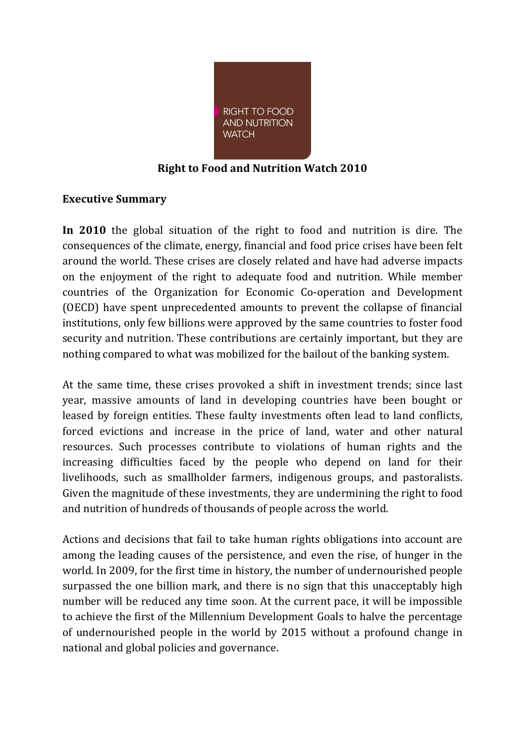# Right to Food and Nutrition Watch 2010

## Executive Summary

**In 2010** the global situation of the right to food and nutrition is dire. The consequences of the climate, energy, financial and food price crises have been felt around the world. These crises are closely related and have had adverse impacts on the enjoyment of the right to adequate food and nutrition. While member countries of the Organization for Economic Co-operation and Development (OECD) have spent unprecedented amounts to prevent the collapse of financial institutions, only few billions were approved by the same countries to foster food security and nutrition. These contributions are certainly important, but they are nothing compared to what was mobilized for the bailout of the banking system.

At the same time, these crises provoked a shift in investment trends; since last year, massive amounts of land in developing countries have been bought or leased by foreign entities. These faulty investments often lead to land conflicts, forced evictions and increase in the price of land, water and other natural resources. Such processes contribute to violations of human rights and the increasing difficulties faced by the people who depend on land for their livelihoods, such as smallholder farmers, indigenous groups, and pastoralists. Given the magnitude of these investments, they are undermining the right to food and nutrition of hundreds of thousands of people across the world.

Actions and decisions that fail to take human rights obligations into account are among the leading causes of the persistence, and even the rise, of hunger in the world. In 2009, for the first time in history, the number of undernourished people surpassed the one billion mark, and there is no sign that this unacceptably high number will be reduced any time soon. At the current pace, it will be impossible to achieve the first of the Millennium Development Goals to halve the percentage of undernourished people in the world by 2015 without a profound change in national and global policies and governance.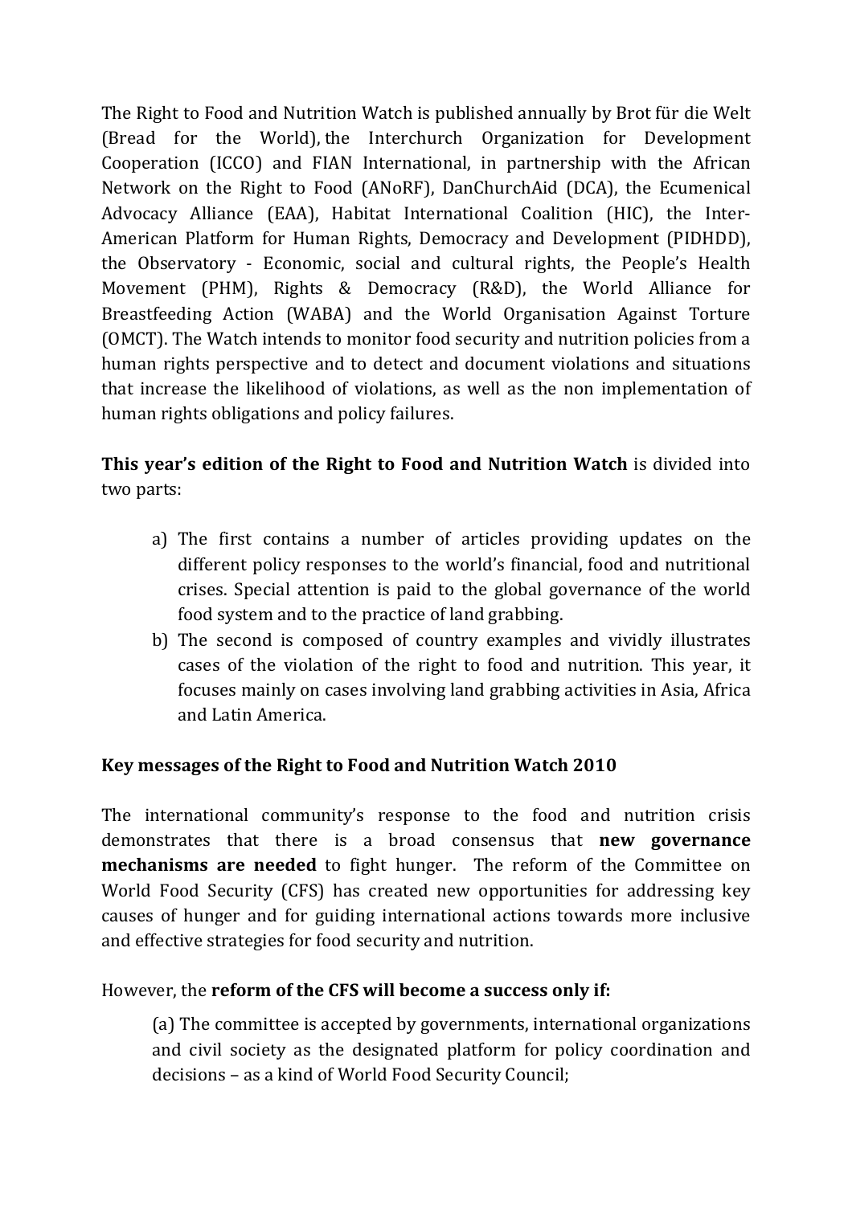The Right to Food and Nutrition Watch is published annually by Brot für die Welt (Bread for the World), the Interchurch Organization for Development Cooperation (ICCO) and FIAN International, in partnership with the African Network on the Right to Food (ANoRF), DanChurchAid (DCA), the Ecumenical Advocacy Alliance (EAA), Habitat International Coalition (HIC), the Inter-American Platform for Human Rights, Democracy and Development (PIDHDD), the Observatory - Economic, social and cultural rights, the People's Health Movement (PHM), Rights & Democracy (R&D), the World Alliance for Breastfeeding Action (WABA) and the World Organisation Against Torture (OMCT). The Watch intends to monitor food security and nutrition policies from a human rights perspective and to detect and document violations and situations that increase the likelihood of violations, as well as the non implementation of human rights obligations and policy failures.

**This year's edition of the Right to Food and Nutrition Watch** is divided into two parts:

a) The first contains a number of articles providing updates on the different policy responses to the world's financial, food and nutritional crises. Special attention is paid to the global governance of the world food system and to the practice of land grabbing.
b) The second is composed of country examples and vividly illustrates cases of the violation of the right to food and nutrition. This year, it focuses mainly on cases involving land grabbing activities in Asia, Africa and Latin America.

**Key messages of the Right to Food and Nutrition Watch 2010**

The international community's response to the food and nutrition crisis demonstrates that there is a broad consensus that **new governance mechanisms are needed** to fight hunger. The reform of the Committee on World Food Security (CFS) has created new opportunities for addressing key causes of hunger and for guiding international actions towards more inclusive and effective strategies for food security and nutrition.

However, the **reform of the CFS will become a success only if:**

(a) The committee is accepted by governments, international organizations and civil society as the designated platform for policy coordination and decisions – as a kind of World Food Security Council;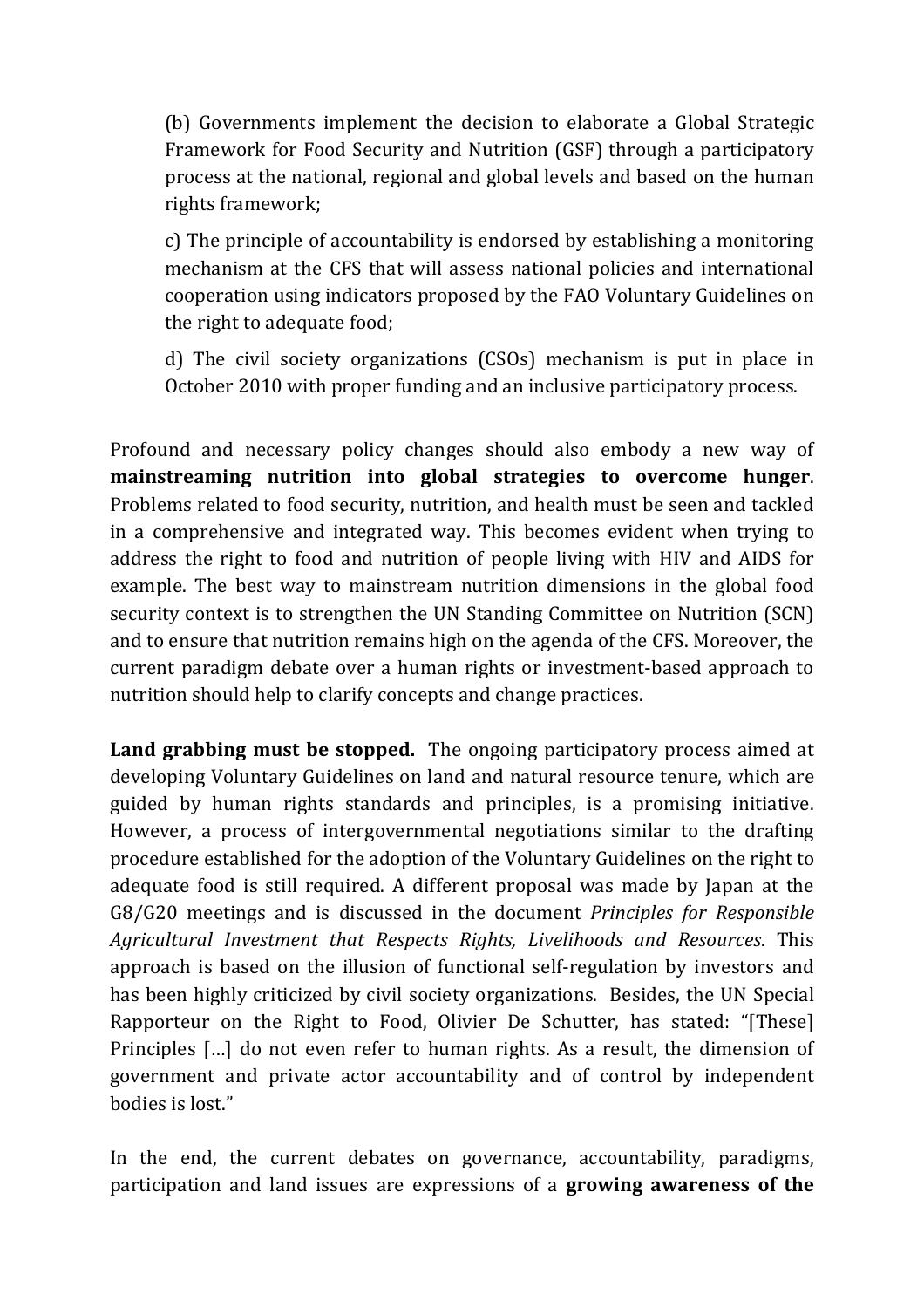(b) Governments implement the decision to elaborate a Global Strategic Framework for Food Security and Nutrition (GSF) through a participatory process at the national, regional and global levels and based on the human rights framework;

c) The principle of accountability is endorsed by establishing a monitoring mechanism at the CFS that will assess national policies and international cooperation using indicators proposed by the FAO Voluntary Guidelines on the right to adequate food;

d) The civil society organizations (CSOs) mechanism is put in place in October 2010 with proper funding and an inclusive participatory process.

Profound and necessary policy changes should also embody a new way of **mainstreaming nutrition into global strategies to overcome hunger**. Problems related to food security, nutrition, and health must be seen and tackled in a comprehensive and integrated way. This becomes evident when trying to address the right to food and nutrition of people living with HIV and AIDS for example. The best way to mainstream nutrition dimensions in the global food security context is to strengthen the UN Standing Committee on Nutrition (SCN) and to ensure that nutrition remains high on the agenda of the CFS. Moreover, the current paradigm debate over a human rights or investment-based approach to nutrition should help to clarify concepts and change practices.

**Land grabbing must be stopped.** The ongoing participatory process aimed at developing Voluntary Guidelines on land and natural resource tenure, which are guided by human rights standards and principles, is a promising initiative. However, a process of intergovernmental negotiations similar to the drafting procedure established for the adoption of the Voluntary Guidelines on the right to adequate food is still required. A different proposal was made by Japan at the G8/G20 meetings and is discussed in the document *Principles for Responsible Agricultural Investment that Respects Rights, Livelihoods and Resources*. This approach is based on the illusion of functional self-regulation by investors and has been highly criticized by civil society organizations. Besides, the UN Special Rapporteur on the Right to Food, Olivier De Schutter, has stated: "[These] Principles […] do not even refer to human rights. As a result, the dimension of government and private actor accountability and of control by independent bodies is lost."

In the end, the current debates on governance, accountability, paradigms, participation and land issues are expressions of a **growing awareness of the**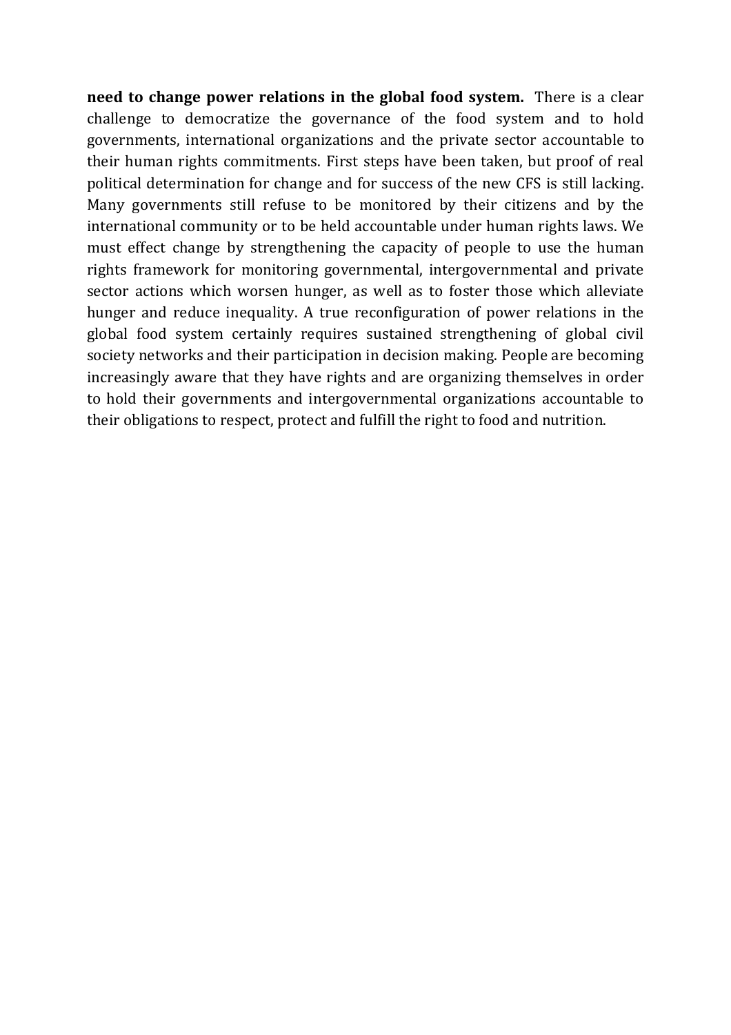**need to change power relations in the global food system.** There is a clear challenge to democratize the governance of the food system and to hold governments, international organizations and the private sector accountable to their human rights commitments. First steps have been taken, but proof of real political determination for change and for success of the new CFS is still lacking. Many governments still refuse to be monitored by their citizens and by the international community or to be held accountable under human rights laws. We must effect change by strengthening the capacity of people to use the human rights framework for monitoring governmental, intergovernmental and private sector actions which worsen hunger, as well as to foster those which alleviate hunger and reduce inequality. A true reconfiguration of power relations in the global food system certainly requires sustained strengthening of global civil society networks and their participation in decision making. People are becoming increasingly aware that they have rights and are organizing themselves in order to hold their governments and intergovernmental organizations accountable to their obligations to respect, protect and fulfill the right to food and nutrition.